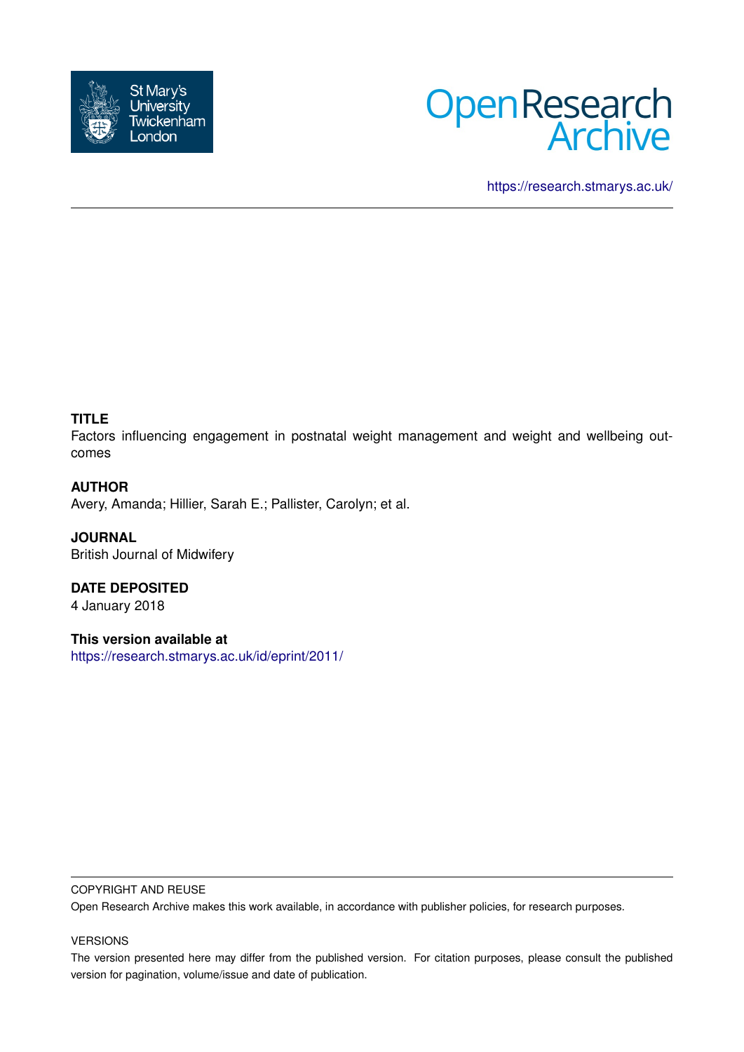St Mary's University Twickenham London

Open Research Archive

https://research.stmarys.ac.uk/

**TITLE**

Factors influencing engagement in postnatal weight management and weight and wellbeing outcomes

**AUTHOR**

Avery, Amanda; Hillier, Sarah E.; Pallister, Carolyn; et al.

**JOURNAL**

British Journal of Midwifery

**DATE DEPOSITED**

4 January 2018

**This version available at**

https://research.stmarys.ac.uk/id/eprint/2011/

COPYRIGHT AND REUSE

Open Research Archive makes this work available, in accordance with publisher policies, for research purposes.

VERSIONS

The version presented here may differ from the published version. For citation purposes, please consult the published version for pagination, volume/issue and date of publication.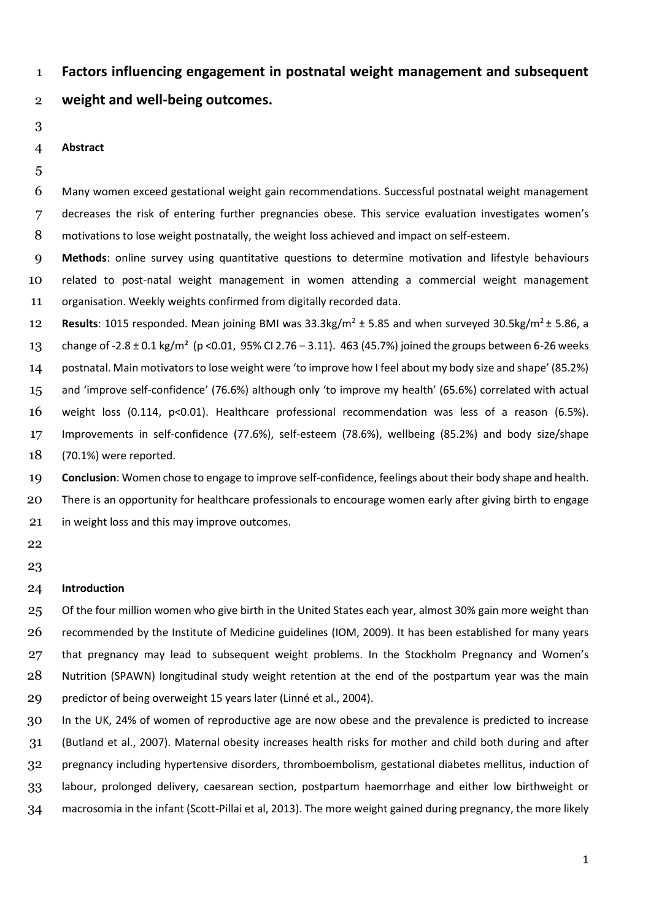# Factors influencing engagement in postnatal weight management and subsequent weight and well-being outcomes.

**Abstract**

Many women exceed gestational weight gain recommendations. Successful postnatal weight management decreases the risk of entering further pregnancies obese. This service evaluation investigates women's motivations to lose weight postnatally, the weight loss achieved and impact on self-esteem.

**Methods**: online survey using quantitative questions to determine motivation and lifestyle behaviours related to post-natal weight management in women attending a commercial weight management organisation. Weekly weights confirmed from digitally recorded data.

**Results**: 1015 responded. Mean joining BMI was 33.3kg/m$^2$ ± 5.85 and when surveyed 30.5kg/m$^2$ ± 5.86, a change of -2.8 ± 0.1 kg/m$^2$ ($p < 0.01$, 95% CI 2.76 – 3.11). 463 (45.7%) joined the groups between 6-26 weeks postnatal. Main motivators to lose weight were 'to improve how I feel about my body size and shape' (85.2%) and 'improve self-confidence' (76.6%) although only 'to improve my health' (65.6%) correlated with actual weight loss (0.114, $p < 0.01$). Healthcare professional recommendation was less of a reason (6.5%). Improvements in self-confidence (77.6%), self-esteem (78.6%), wellbeing (85.2%) and body size/shape (70.1%) were reported.

**Conclusion**: Women chose to engage to improve self-confidence, feelings about their body shape and health. There is an opportunity for healthcare professionals to encourage women early after giving birth to engage in weight loss and this may improve outcomes.

**Introduction**

Of the four million women who give birth in the United States each year, almost 30% gain more weight than recommended by the Institute of Medicine guidelines (IOM, 2009). It has been established for many years that pregnancy may lead to subsequent weight problems. In the Stockholm Pregnancy and Women's Nutrition (SPAWN) longitudinal study weight retention at the end of the postpartum year was the main predictor of being overweight 15 years later (Linné et al., 2004).

In the UK, 24% of women of reproductive age are now obese and the prevalence is predicted to increase (Butland et al., 2007). Maternal obesity increases health risks for mother and child both during and after pregnancy including hypertensive disorders, thromboembolism, gestational diabetes mellitus, induction of labour, prolonged delivery, caesarean section, postpartum haemorrhage and either low birthweight or macrosomia in the infant (Scott-Pillai et al, 2013). The more weight gained during pregnancy, the more likely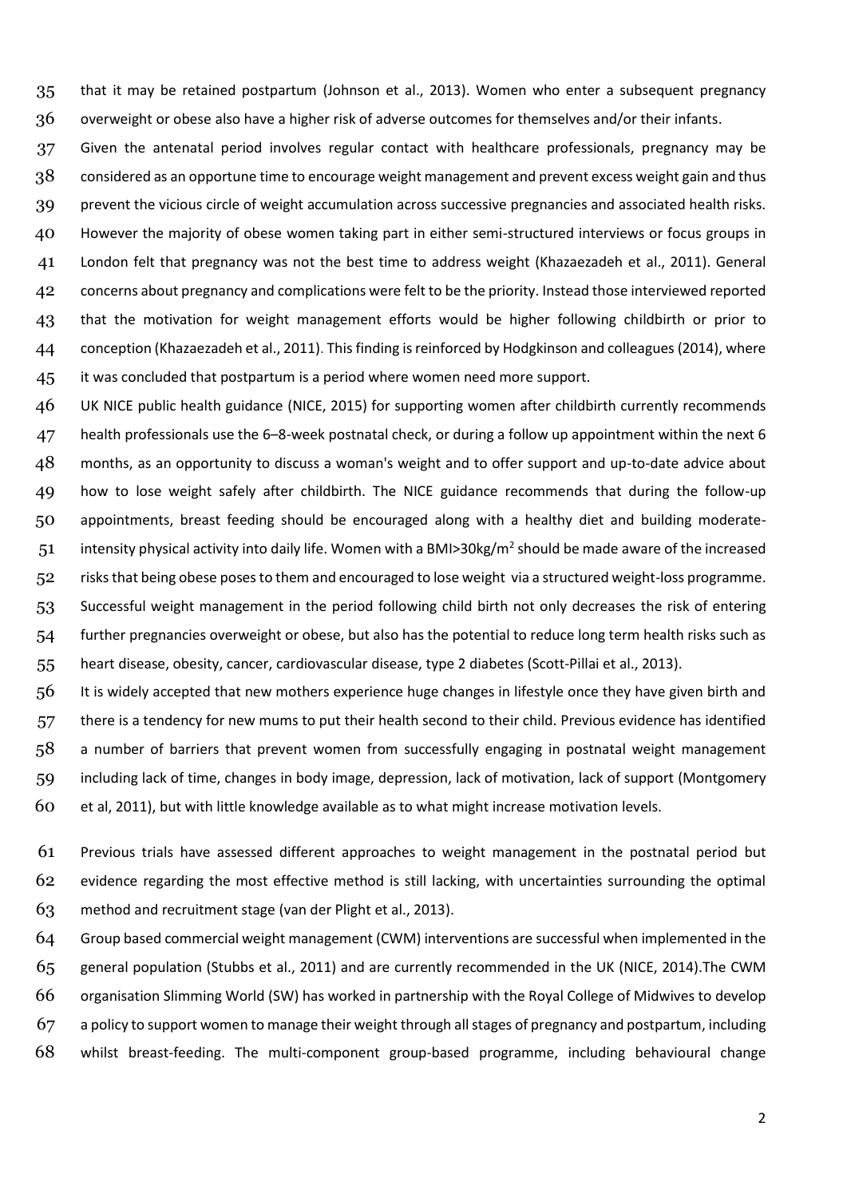that it may be retained postpartum (Johnson et al., 2013). Women who enter a subsequent pregnancy overweight or obese also have a higher risk of adverse outcomes for themselves and/or their infants.

Given the antenatal period involves regular contact with healthcare professionals, pregnancy may be considered as an opportune time to encourage weight management and prevent excess weight gain and thus prevent the vicious circle of weight accumulation across successive pregnancies and associated health risks. However the majority of obese women taking part in either semi-structured interviews or focus groups in London felt that pregnancy was not the best time to address weight (Khazaezadeh et al., 2011). General concerns about pregnancy and complications were felt to be the priority. Instead those interviewed reported that the motivation for weight management efforts would be higher following childbirth or prior to conception (Khazaezadeh et al., 2011). This finding is reinforced by Hodgkinson and colleagues (2014), where it was concluded that postpartum is a period where women need more support.

UK NICE public health guidance (NICE, 2015) for supporting women after childbirth currently recommends health professionals use the 6–8-week postnatal check, or during a follow up appointment within the next 6 months, as an opportunity to discuss a woman's weight and to offer support and up-to-date advice about how to lose weight safely after childbirth. The NICE guidance recommends that during the follow-up appointments, breast feeding should be encouraged along with a healthy diet and building moderate-intensity physical activity into daily life. Women with a BMI>30kg/m$^2$ should be made aware of the increased risks that being obese poses to them and encouraged to lose weight via a structured weight-loss programme. Successful weight management in the period following child birth not only decreases the risk of entering further pregnancies overweight or obese, but also has the potential to reduce long term health risks such as heart disease, obesity, cancer, cardiovascular disease, type 2 diabetes (Scott-Pillai et al., 2013).

It is widely accepted that new mothers experience huge changes in lifestyle once they have given birth and there is a tendency for new mums to put their health second to their child. Previous evidence has identified a number of barriers that prevent women from successfully engaging in postnatal weight management including lack of time, changes in body image, depression, lack of motivation, lack of support (Montgomery et al, 2011), but with little knowledge available as to what might increase motivation levels.

Previous trials have assessed different approaches to weight management in the postnatal period but evidence regarding the most effective method is still lacking, with uncertainties surrounding the optimal method and recruitment stage (van der Plight et al., 2013).

Group based commercial weight management (CWM) interventions are successful when implemented in the general population (Stubbs et al., 2011) and are currently recommended in the UK (NICE, 2014).The CWM organisation Slimming World (SW) has worked in partnership with the Royal College of Midwives to develop a policy to support women to manage their weight through all stages of pregnancy and postpartum, including whilst breast-feeding. The multi-component group-based programme, including behavioural change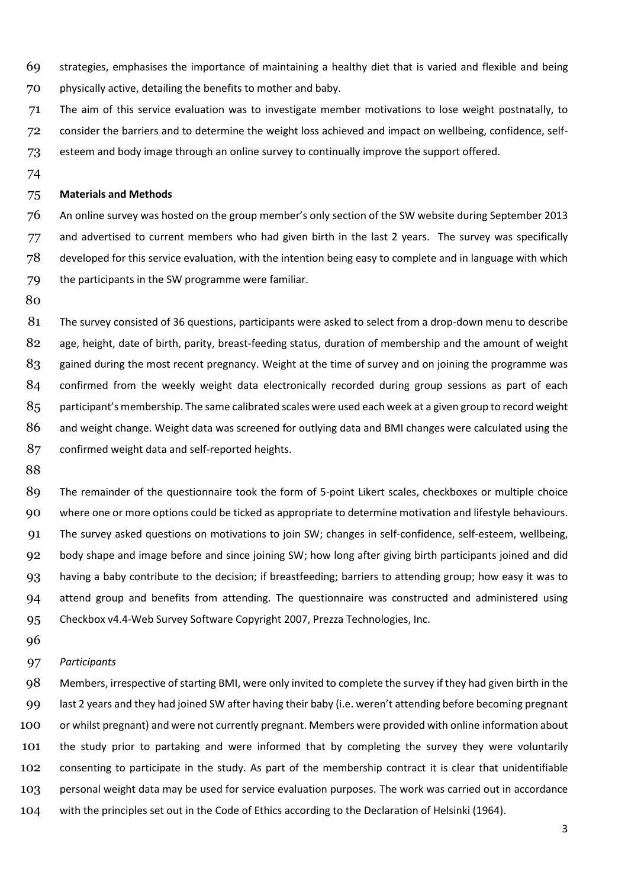strategies, emphasises the importance of maintaining a healthy diet that is varied and flexible and being physically active, detailing the benefits to mother and baby.

The aim of this service evaluation was to investigate member motivations to lose weight postnatally, to consider the barriers and to determine the weight loss achieved and impact on wellbeing, confidence, self-esteem and body image through an online survey to continually improve the support offered.

## Materials and Methods

An online survey was hosted on the group member's only section of the SW website during September 2013 and advertised to current members who had given birth in the last 2 years. The survey was specifically developed for this service evaluation, with the intention being easy to complete and in language with which the participants in the SW programme were familiar.

The survey consisted of 36 questions, participants were asked to select from a drop-down menu to describe age, height, date of birth, parity, breast-feeding status, duration of membership and the amount of weight gained during the most recent pregnancy. Weight at the time of survey and on joining the programme was confirmed from the weekly weight data electronically recorded during group sessions as part of each participant's membership. The same calibrated scales were used each week at a given group to record weight and weight change. Weight data was screened for outlying data and BMI changes were calculated using the confirmed weight data and self-reported heights.

The remainder of the questionnaire took the form of 5-point Likert scales, checkboxes or multiple choice where one or more options could be ticked as appropriate to determine motivation and lifestyle behaviours. The survey asked questions on motivations to join SW; changes in self-confidence, self-esteem, wellbeing, body shape and image before and since joining SW; how long after giving birth participants joined and did having a baby contribute to the decision; if breastfeeding; barriers to attending group; how easy it was to attend group and benefits from attending. The questionnaire was constructed and administered using Checkbox v4.4-Web Survey Software Copyright 2007, Prezza Technologies, Inc.

### *Participants*

Members, irrespective of starting BMI, were only invited to complete the survey if they had given birth in the last 2 years and they had joined SW after having their baby (i.e. weren't attending before becoming pregnant or whilst pregnant) and were not currently pregnant. Members were provided with online information about the study prior to partaking and were informed that by completing the survey they were voluntarily consenting to participate in the study. As part of the membership contract it is clear that unidentifiable personal weight data may be used for service evaluation purposes. The work was carried out in accordance with the principles set out in the Code of Ethics according to the Declaration of Helsinki (1964).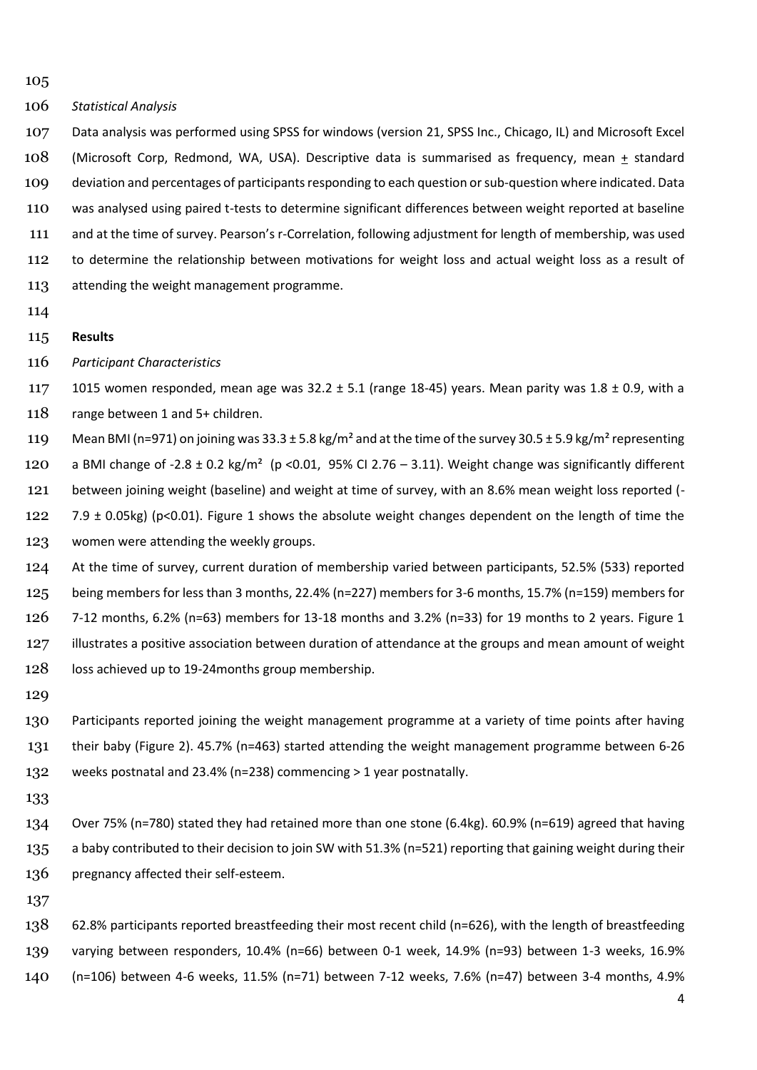*Statistical Analysis*

Data analysis was performed using SPSS for windows (version 21, SPSS Inc., Chicago, IL) and Microsoft Excel (Microsoft Corp, Redmond, WA, USA). Descriptive data is summarised as frequency, mean $\pm$ standard deviation and percentages of participants responding to each question or sub-question where indicated. Data was analysed using paired t-tests to determine significant differences between weight reported at baseline and at the time of survey. Pearson's r-Correlation, following adjustment for length of membership, was used to determine the relationship between motivations for weight loss and actual weight loss as a result of attending the weight management programme.

## Results

*Participant Characteristics*

1015 women responded, mean age was 32.2 ± 5.1 (range 18-45) years. Mean parity was 1.8 ± 0.9, with a range between 1 and 5+ children.

Mean BMI (n=971) on joining was 33.3 ± 5.8 kg/m² and at the time of the survey 30.5 ± 5.9 kg/m² representing a BMI change of -2.8 ± 0.2 kg/m² ($p < 0.01$, 95% CI 2.76 – 3.11). Weight change was significantly different between joining weight (baseline) and weight at time of survey, with an 8.6% mean weight loss reported (-7.9 ± 0.05kg) ($p<0.01$). Figure 1 shows the absolute weight changes dependent on the length of time the women were attending the weekly groups.

At the time of survey, current duration of membership varied between participants, 52.5% (533) reported being members for less than 3 months, 22.4% (n=227) members for 3-6 months, 15.7% (n=159) members for 7-12 months, 6.2% (n=63) members for 13-18 months and 3.2% (n=33) for 19 months to 2 years. Figure 1 illustrates a positive association between duration of attendance at the groups and mean amount of weight loss achieved up to 19-24months group membership.

Participants reported joining the weight management programme at a variety of time points after having their baby (Figure 2). 45.7% (n=463) started attending the weight management programme between 6-26 weeks postnatal and 23.4% (n=238) commencing > 1 year postnatally.

Over 75% (n=780) stated they had retained more than one stone (6.4kg). 60.9% (n=619) agreed that having a baby contributed to their decision to join SW with 51.3% (n=521) reporting that gaining weight during their pregnancy affected their self-esteem.

62.8% participants reported breastfeeding their most recent child (n=626), with the length of breastfeeding varying between responders, 10.4% (n=66) between 0-1 week, 14.9% (n=93) between 1-3 weeks, 16.9% (n=106) between 4-6 weeks, 11.5% (n=71) between 7-12 weeks, 7.6% (n=47) between 3-4 months, 4.9%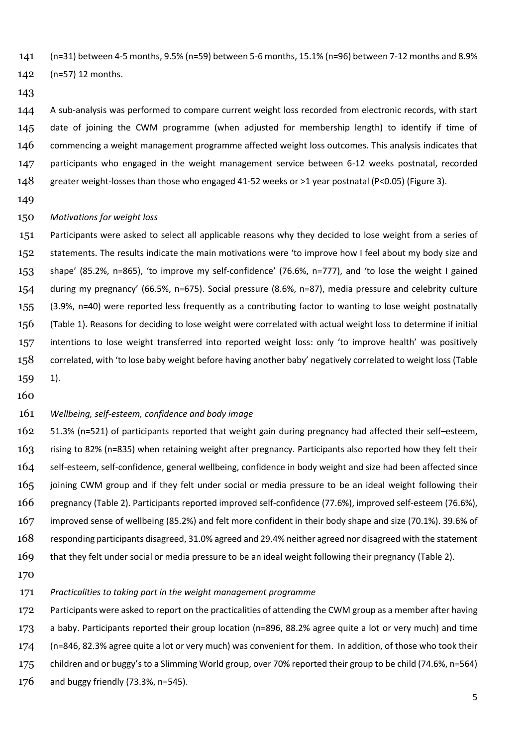(n=31) between 4-5 months, 9.5% (n=59) between 5-6 months, 15.1% (n=96) between 7-12 months and 8.9% (n=57) 12 months.

A sub-analysis was performed to compare current weight loss recorded from electronic records, with start date of joining the CWM programme (when adjusted for membership length) to identify if time of commencing a weight management programme affected weight loss outcomes. This analysis indicates that participants who engaged in the weight management service between 6-12 weeks postnatal, recorded greater weight-losses than those who engaged 41-52 weeks or >1 year postnatal ($P<0.05$) (Figure 3).

*Motivations for weight loss*

Participants were asked to select all applicable reasons why they decided to lose weight from a series of statements. The results indicate the main motivations were 'to improve how I feel about my body size and shape' (85.2%, n=865), 'to improve my self-confidence' (76.6%, n=777), and 'to lose the weight I gained during my pregnancy' (66.5%, n=675). Social pressure (8.6%, n=87), media pressure and celebrity culture (3.9%, n=40) were reported less frequently as a contributing factor to wanting to lose weight postnatally (Table 1). Reasons for deciding to lose weight were correlated with actual weight loss to determine if initial intentions to lose weight transferred into reported weight loss: only 'to improve health' was positively correlated, with 'to lose baby weight before having another baby' negatively correlated to weight loss (Table 1).

*Wellbeing, self-esteem, confidence and body image*

51.3% (n=521) of participants reported that weight gain during pregnancy had affected their self–esteem, rising to 82% (n=835) when retaining weight after pregnancy. Participants also reported how they felt their self-esteem, self-confidence, general wellbeing, confidence in body weight and size had been affected since joining CWM group and if they felt under social or media pressure to be an ideal weight following their pregnancy (Table 2). Participants reported improved self-confidence (77.6%), improved self-esteem (76.6%), improved sense of wellbeing (85.2%) and felt more confident in their body shape and size (70.1%). 39.6% of responding participants disagreed, 31.0% agreed and 29.4% neither agreed nor disagreed with the statement that they felt under social or media pressure to be an ideal weight following their pregnancy (Table 2).

*Practicalities to taking part in the weight management programme*

Participants were asked to report on the practicalities of attending the CWM group as a member after having a baby. Participants reported their group location (n=896, 88.2% agree quite a lot or very much) and time (n=846, 82.3% agree quite a lot or very much) was convenient for them. In addition, of those who took their children and or buggy's to a Slimming World group, over 70% reported their group to be child (74.6%, n=564) and buggy friendly (73.3%, n=545).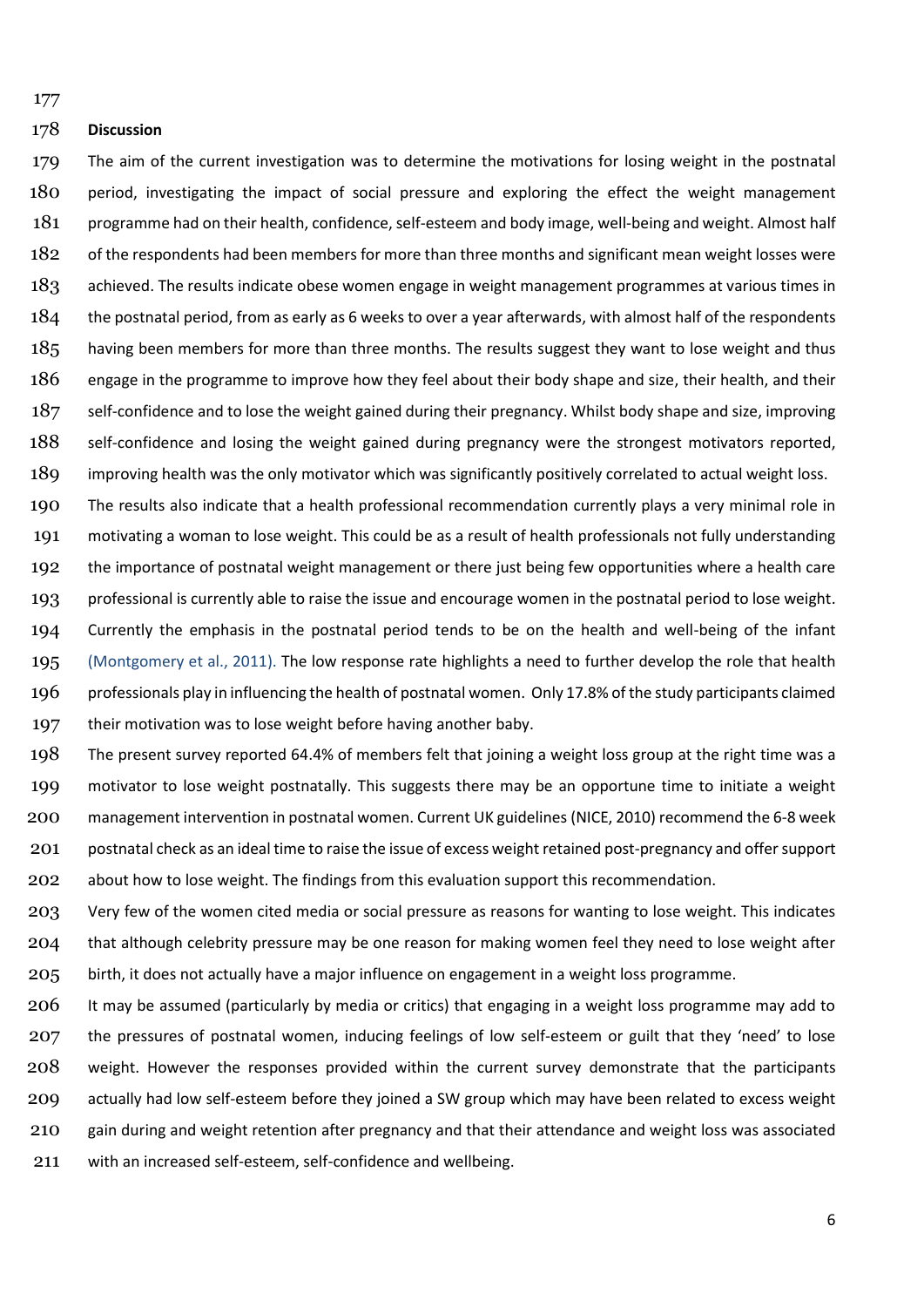**Discussion**

The aim of the current investigation was to determine the motivations for losing weight in the postnatal period, investigating the impact of social pressure and exploring the effect the weight management programme had on their health, confidence, self-esteem and body image, well-being and weight. Almost half of the respondents had been members for more than three months and significant mean weight losses were achieved. The results indicate obese women engage in weight management programmes at various times in the postnatal period, from as early as 6 weeks to over a year afterwards, with almost half of the respondents having been members for more than three months. The results suggest they want to lose weight and thus engage in the programme to improve how they feel about their body shape and size, their health, and their self-confidence and to lose the weight gained during their pregnancy. Whilst body shape and size, improving self-confidence and losing the weight gained during pregnancy were the strongest motivators reported, improving health was the only motivator which was significantly positively correlated to actual weight loss.

The results also indicate that a health professional recommendation currently plays a very minimal role in motivating a woman to lose weight. This could be as a result of health professionals not fully understanding the importance of postnatal weight management or there just being few opportunities where a health care professional is currently able to raise the issue and encourage women in the postnatal period to lose weight. Currently the emphasis in the postnatal period tends to be on the health and well-being of the infant (Montgomery et al., 2011). The low response rate highlights a need to further develop the role that health professionals play in influencing the health of postnatal women. Only 17.8% of the study participants claimed their motivation was to lose weight before having another baby.

The present survey reported 64.4% of members felt that joining a weight loss group at the right time was a motivator to lose weight postnatally. This suggests there may be an opportune time to initiate a weight management intervention in postnatal women. Current UK guidelines (NICE, 2010) recommend the 6-8 week postnatal check as an ideal time to raise the issue of excess weight retained post-pregnancy and offer support about how to lose weight. The findings from this evaluation support this recommendation.

Very few of the women cited media or social pressure as reasons for wanting to lose weight. This indicates that although celebrity pressure may be one reason for making women feel they need to lose weight after birth, it does not actually have a major influence on engagement in a weight loss programme.

It may be assumed (particularly by media or critics) that engaging in a weight loss programme may add to the pressures of postnatal women, inducing feelings of low self-esteem or guilt that they 'need' to lose weight. However the responses provided within the current survey demonstrate that the participants actually had low self-esteem before they joined a SW group which may have been related to excess weight gain during and weight retention after pregnancy and that their attendance and weight loss was associated with an increased self-esteem, self-confidence and wellbeing.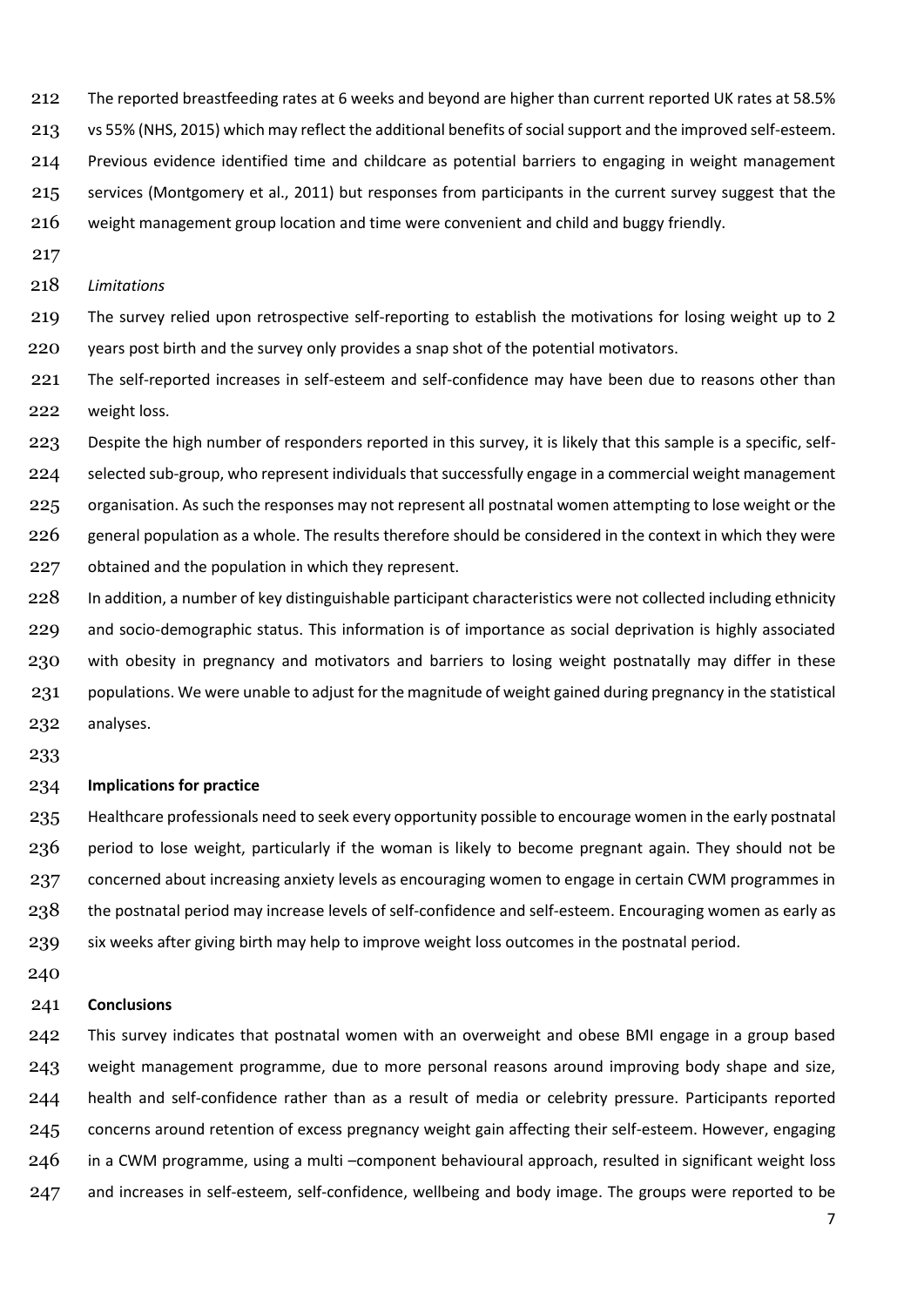The reported breastfeeding rates at 6 weeks and beyond are higher than current reported UK rates at 58.5% vs 55% (NHS, 2015) which may reflect the additional benefits of social support and the improved self-esteem. Previous evidence identified time and childcare as potential barriers to engaging in weight management services (Montgomery et al., 2011) but responses from participants in the current survey suggest that the weight management group location and time were convenient and child and buggy friendly.

*Limitations*

The survey relied upon retrospective self-reporting to establish the motivations for losing weight up to 2 years post birth and the survey only provides a snap shot of the potential motivators.

The self-reported increases in self-esteem and self-confidence may have been due to reasons other than weight loss.

Despite the high number of responders reported in this survey, it is likely that this sample is a specific, self-selected sub-group, who represent individuals that successfully engage in a commercial weight management organisation. As such the responses may not represent all postnatal women attempting to lose weight or the general population as a whole. The results therefore should be considered in the context in which they were obtained and the population in which they represent.

In addition, a number of key distinguishable participant characteristics were not collected including ethnicity and socio-demographic status. This information is of importance as social deprivation is highly associated with obesity in pregnancy and motivators and barriers to losing weight postnatally may differ in these populations. We were unable to adjust for the magnitude of weight gained during pregnancy in the statistical analyses.

**Implications for practice**

Healthcare professionals need to seek every opportunity possible to encourage women in the early postnatal period to lose weight, particularly if the woman is likely to become pregnant again. They should not be concerned about increasing anxiety levels as encouraging women to engage in certain CWM programmes in the postnatal period may increase levels of self-confidence and self-esteem. Encouraging women as early as six weeks after giving birth may help to improve weight loss outcomes in the postnatal period.

**Conclusions**

This survey indicates that postnatal women with an overweight and obese BMI engage in a group based weight management programme, due to more personal reasons around improving body shape and size, health and self-confidence rather than as a result of media or celebrity pressure. Participants reported concerns around retention of excess pregnancy weight gain affecting their self-esteem. However, engaging in a CWM programme, using a multi –component behavioural approach, resulted in significant weight loss and increases in self-esteem, self-confidence, wellbeing and body image. The groups were reported to be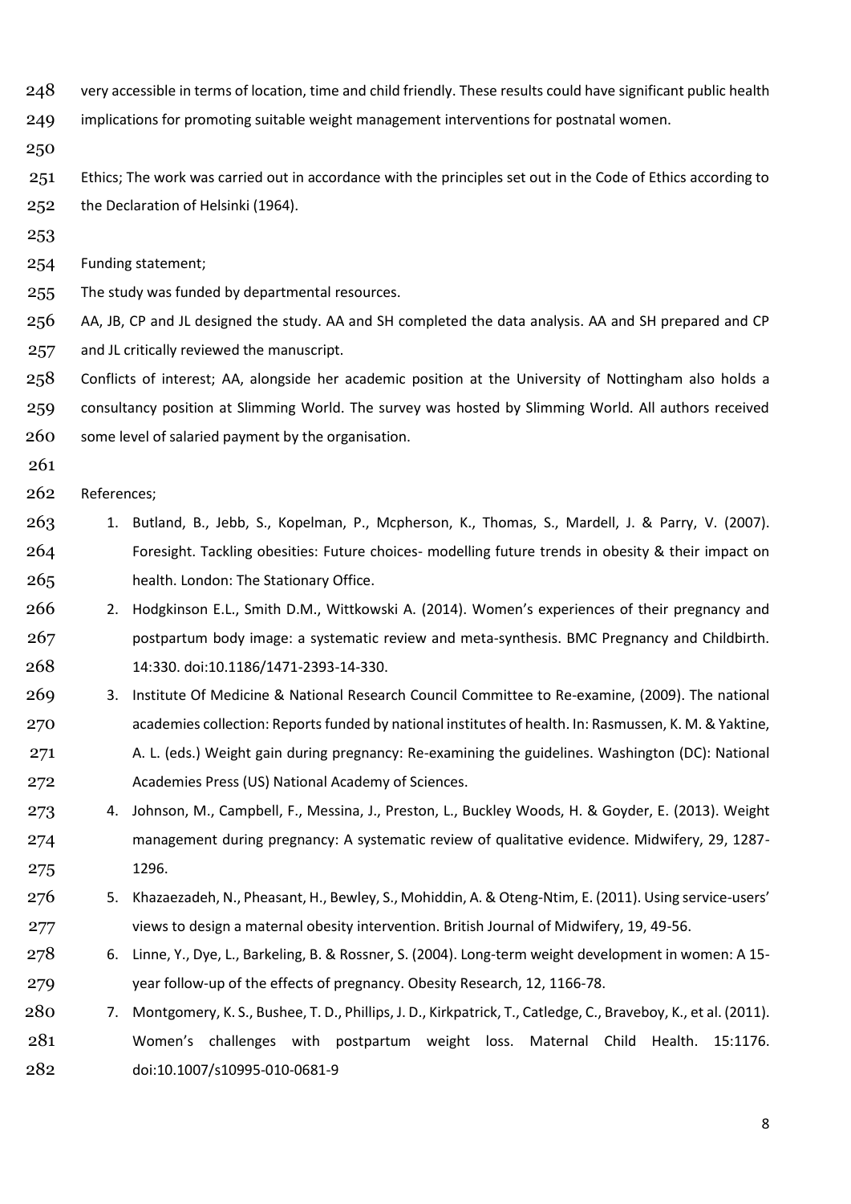very accessible in terms of location, time and child friendly. These results could have significant public health implications for promoting suitable weight management interventions for postnatal women.

Ethics; The work was carried out in accordance with the principles set out in the Code of Ethics according to the Declaration of Helsinki (1964).

Funding statement;

The study was funded by departmental resources.

AA, JB, CP and JL designed the study. AA and SH completed the data analysis. AA and SH prepared and CP and JL critically reviewed the manuscript.

Conflicts of interest; AA, alongside her academic position at the University of Nottingham also holds a consultancy position at Slimming World. The survey was hosted by Slimming World. All authors received some level of salaried payment by the organisation.

References;

1. Butland, B., Jebb, S., Kopelman, P., Mcpherson, K., Thomas, S., Mardell, J. & Parry, V. (2007). Foresight. Tackling obesities: Future choices- modelling future trends in obesity & their impact on health. London: The Stationary Office.
2. Hodgkinson E.L., Smith D.M., Wittkowski A. (2014). Women's experiences of their pregnancy and postpartum body image: a systematic review and meta-synthesis. BMC Pregnancy and Childbirth. 14:330. doi:10.1186/1471-2393-14-330.
3. Institute Of Medicine & National Research Council Committee to Re-examine, (2009). The national academies collection: Reports funded by national institutes of health. In: Rasmussen, K. M. & Yaktine, A. L. (eds.) Weight gain during pregnancy: Re-examining the guidelines. Washington (DC): National Academies Press (US) National Academy of Sciences.
4. Johnson, M., Campbell, F., Messina, J., Preston, L., Buckley Woods, H. & Goyder, E. (2013). Weight management during pregnancy: A systematic review of qualitative evidence. Midwifery, 29, 1287-1296.
5. Khazaezadeh, N., Pheasant, H., Bewley, S., Mohiddin, A. & Oteng-Ntim, E. (2011). Using service-users' views to design a maternal obesity intervention. British Journal of Midwifery, 19, 49-56.
6. Linne, Y., Dye, L., Barkeling, B. & Rossner, S. (2004). Long-term weight development in women: A 15-year follow-up of the effects of pregnancy. Obesity Research, 12, 1166-78.
7. Montgomery, K. S., Bushee, T. D., Phillips, J. D., Kirkpatrick, T., Catledge, C., Braveboy, K., et al. (2011). Women's challenges with postpartum weight loss. Maternal Child Health. 15:1176. doi:10.1007/s10995-010-0681-9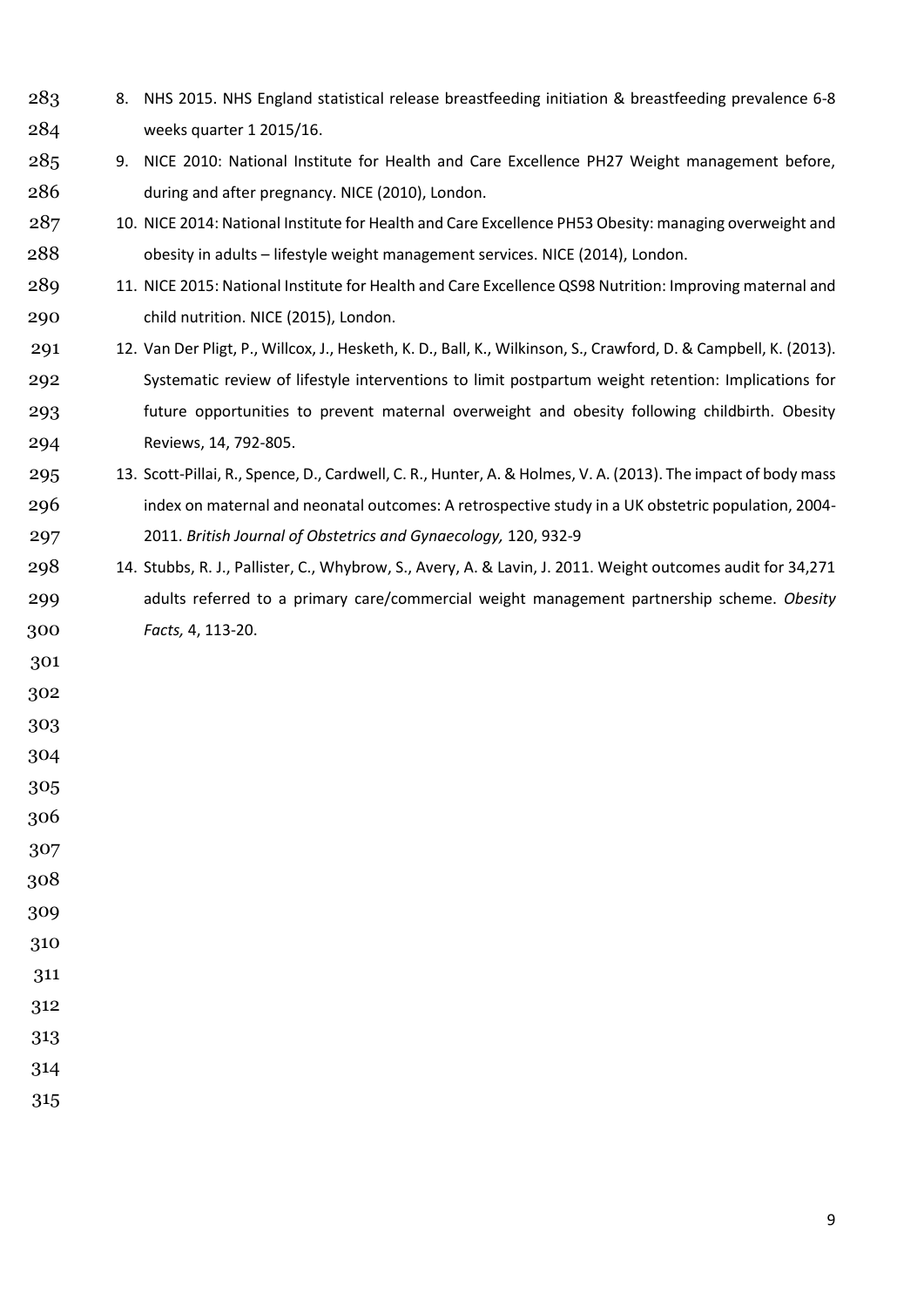8. NHS 2015. NHS England statistical release breastfeeding initiation & breastfeeding prevalence 6-8 weeks quarter 1 2015/16.
9. NICE 2010: National Institute for Health and Care Excellence PH27 Weight management before, during and after pregnancy. NICE (2010), London.
10. NICE 2014: National Institute for Health and Care Excellence PH53 Obesity: managing overweight and obesity in adults – lifestyle weight management services. NICE (2014), London.
11. NICE 2015: National Institute for Health and Care Excellence QS98 Nutrition: Improving maternal and child nutrition. NICE (2015), London.
12. Van Der Pligt, P., Willcox, J., Hesketh, K. D., Ball, K., Wilkinson, S., Crawford, D. & Campbell, K. (2013). Systematic review of lifestyle interventions to limit postpartum weight retention: Implications for future opportunities to prevent maternal overweight and obesity following childbirth. Obesity Reviews, 14, 792-805.
13. Scott-Pillai, R., Spence, D., Cardwell, C. R., Hunter, A. & Holmes, V. A. (2013). The impact of body mass index on maternal and neonatal outcomes: A retrospective study in a UK obstetric population, 2004-2011. *British Journal of Obstetrics and Gynaecology,* 120, 932-9
14. Stubbs, R. J., Pallister, C., Whybrow, S., Avery, A. & Lavin, J. 2011. Weight outcomes audit for 34,271 adults referred to a primary care/commercial weight management partnership scheme. *Obesity Facts,* 4, 113-20.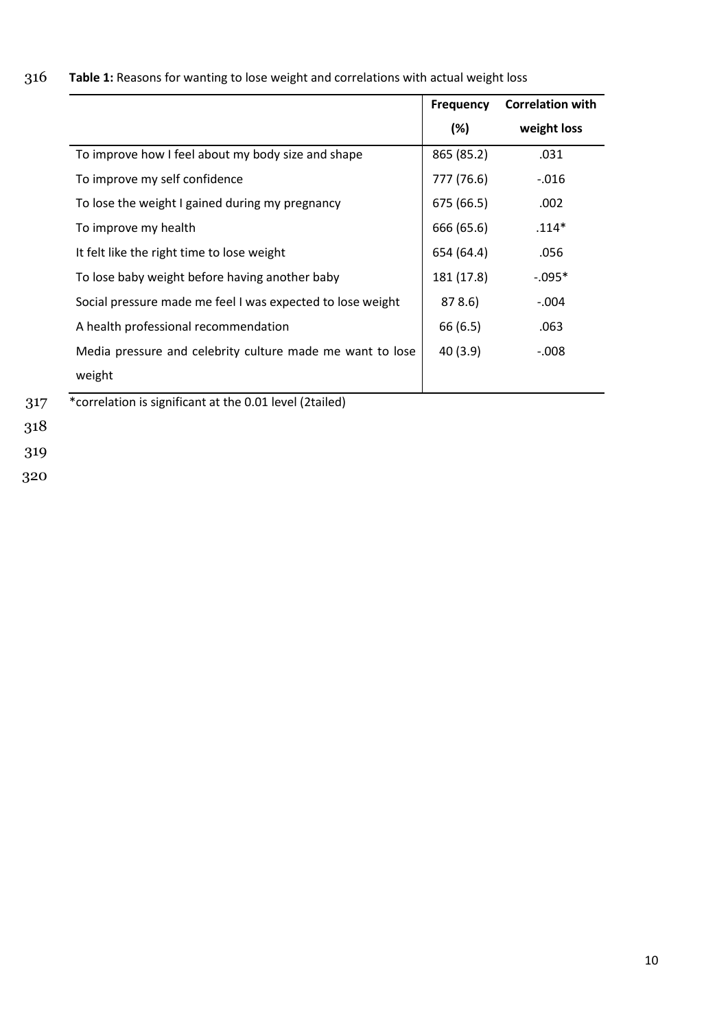**Table 1:** Reasons for wanting to lose weight and correlations with actual weight loss

| | Frequency (%) | Correlation with weight loss |
|---|---|---|
| To improve how I feel about my body size and shape | 865 (85.2) | .031 |
| To improve my self confidence | 777 (76.6) | -.016 |
| To lose the weight I gained during my pregnancy | 675 (66.5) | .002 |
| To improve my health | 666 (65.6) | .114* |
| It felt like the right time to lose weight | 654 (64.4) | .056 |
| To lose baby weight before having another baby | 181 (17.8) | -.095* |
| Social pressure made me feel I was expected to lose weight | 87 8.6) | -.004 |
| A health professional recommendation | 66 (6.5) | .063 |
| Media pressure and celebrity culture made me want to lose weight | 40 (3.9) | -.008 |

*correlation is significant at the 0.01 level (2tailed)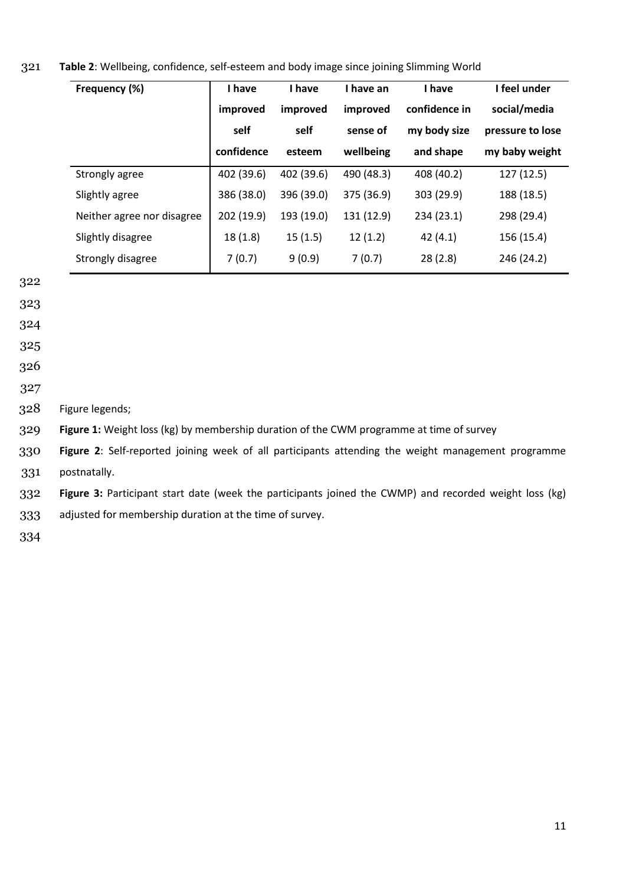**Table 2**: Wellbeing, confidence, self-esteem and body image since joining Slimming World

| Frequency (%) | I have improved self confidence | I have improved self esteem | I have an improved sense of wellbeing | I have confidence in my body size and shape | I feel under social/media pressure to lose my baby weight |
|---|---|---|---|---|---|
| Strongly agree | 402 (39.6) | 402 (39.6) | 490 (48.3) | 408 (40.2) | 127 (12.5) |
| Slightly agree | 386 (38.0) | 396 (39.0) | 375 (36.9) | 303 (29.9) | 188 (18.5) |
| Neither agree nor disagree | 202 (19.9) | 193 (19.0) | 131 (12.9) | 234 (23.1) | 298 (29.4) |
| Slightly disagree | 18 (1.8) | 15 (1.5) | 12 (1.2) | 42 (4.1) | 156 (15.4) |
| Strongly disagree | 7 (0.7) | 9 (0.9) | 7 (0.7) | 28 (2.8) | 246 (24.2) |

Figure legends;

**Figure 1:** Weight loss (kg) by membership duration of the CWM programme at time of survey

**Figure 2**: Self-reported joining week of all participants attending the weight management programme postnatally.

**Figure 3:** Participant start date (week the participants joined the CWMP) and recorded weight loss (kg) adjusted for membership duration at the time of survey.